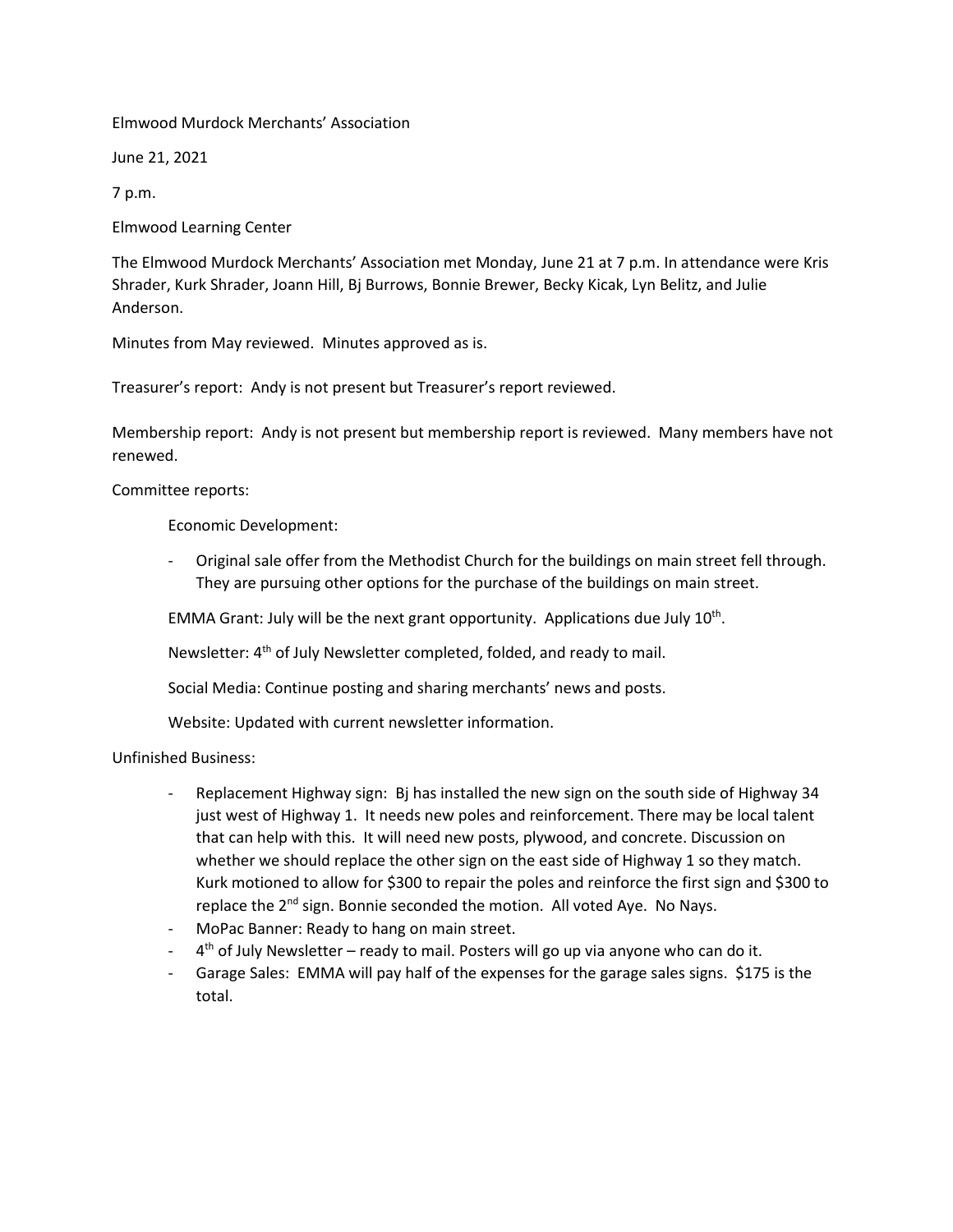Elmwood Murdock Merchants' Association

June 21, 2021

7 p.m.

Elmwood Learning Center

The Elmwood Murdock Merchants' Association met Monday, June 21 at 7 p.m. In attendance were Kris Shrader, Kurk Shrader, Joann Hill, Bj Burrows, Bonnie Brewer, Becky Kicak, Lyn Belitz, and Julie Anderson.

Minutes from May reviewed. Minutes approved as is.

Treasurer's report: Andy is not present but Treasurer's report reviewed.

Membership report: Andy is not present but membership report is reviewed. Many members have not renewed.

Committee reports:

Economic Development:

- Original sale offer from the Methodist Church for the buildings on main street fell through. They are pursuing other options for the purchase of the buildings on main street.

EMMA Grant: July will be the next grant opportunity. Applications due July 10th.

Newsletter: 4th of July Newsletter completed, folded, and ready to mail.

Social Media: Continue posting and sharing merchants' news and posts.

Website: Updated with current newsletter information.

Unfinished Business:

- Replacement Highway sign: Bj has installed the new sign on the south side of Highway 34 just west of Highway 1. It needs new poles and reinforcement. There may be local talent that can help with this. It will need new posts, plywood, and concrete. Discussion on whether we should replace the other sign on the east side of Highway 1 so they match. Kurk motioned to allow for $300 to repair the poles and reinforce the first sign and $300 to replace the 2nd sign. Bonnie seconded the motion. All voted Aye. No Nays.
- MoPac Banner: Ready to hang on main street.
- 4th of July Newsletter – ready to mail. Posters will go up via anyone who can do it.
- Garage Sales: EMMA will pay half of the expenses for the garage sales signs. $175 is the total.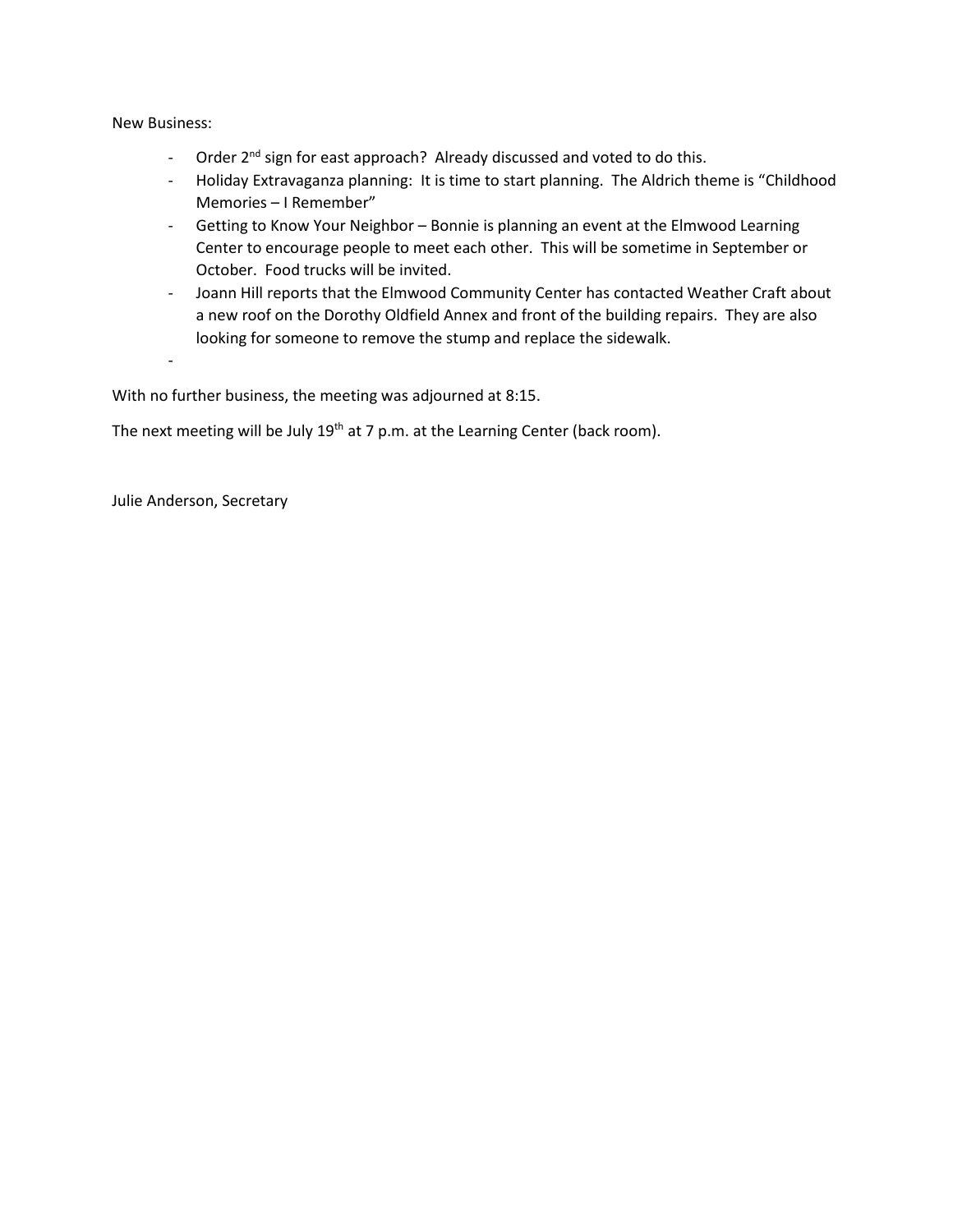New Business:

- Order 2nd sign for east approach? Already discussed and voted to do this.
- Holiday Extravaganza planning: It is time to start planning. The Aldrich theme is "Childhood Memories – I Remember"
- Getting to Know Your Neighbor – Bonnie is planning an event at the Elmwood Learning Center to encourage people to meet each other. This will be sometime in September or October. Food trucks will be invited.
- Joann Hill reports that the Elmwood Community Center has contacted Weather Craft about a new roof on the Dorothy Oldfield Annex and front of the building repairs. They are also looking for someone to remove the stump and replace the sidewalk.
-

With no further business, the meeting was adjourned at 8:15.

The next meeting will be July 19th at 7 p.m. at the Learning Center (back room).

Julie Anderson, Secretary